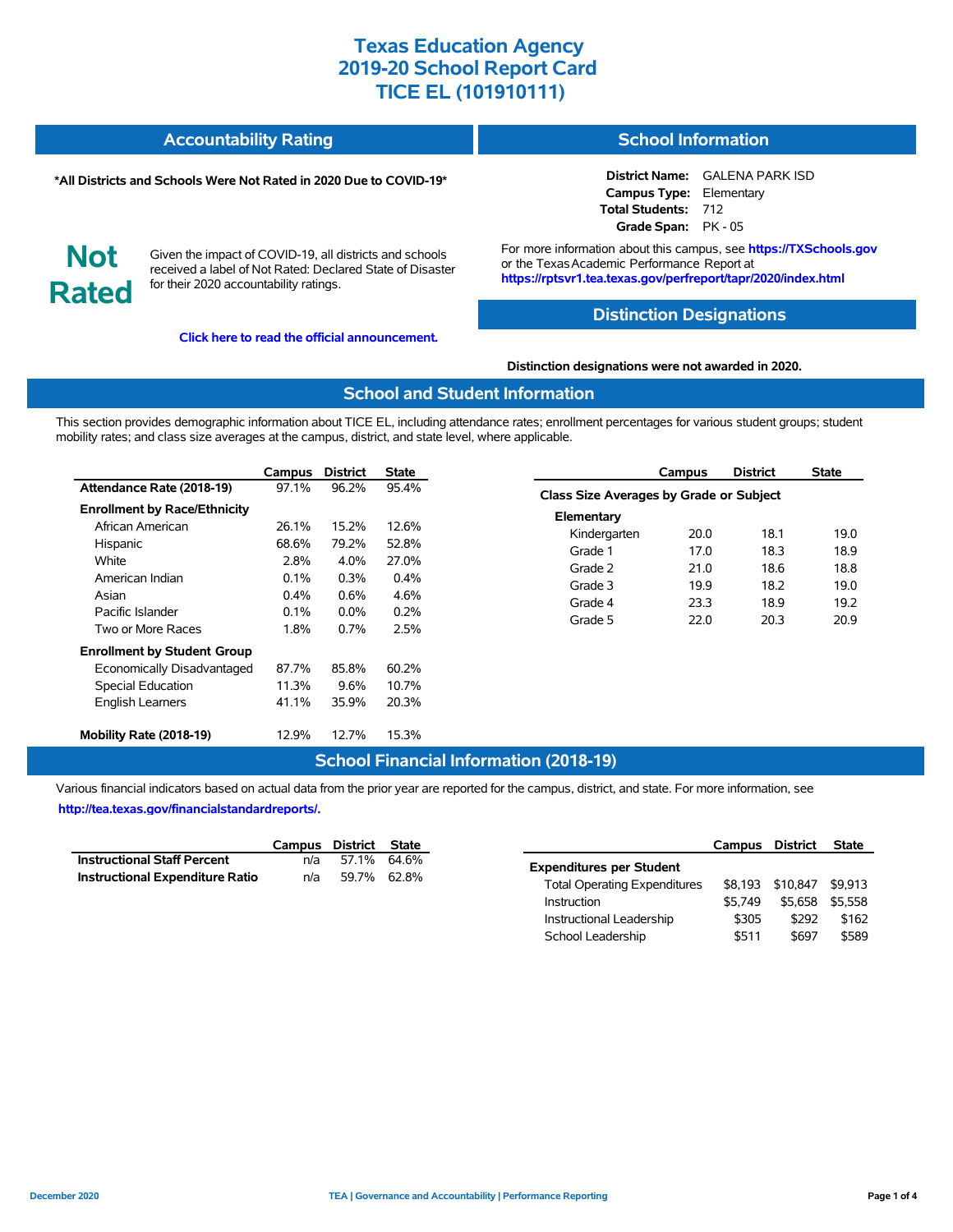# Texas Education Agency
# 2019-20 School Report Card
# TICE EL (101910111)

## Accountability Rating

**\*All Districts and Schools Were Not Rated in 2020 Due to COVID-19\***

**Not Rated**

Given the impact of COVID-19, all districts and schools received a label of Not Rated: Declared State of Disaster for their 2020 accountability ratings.

**Click here to read the official announcement.**

## School Information

**District Name:** GALENA PARK ISD
**Campus Type:** Elementary
**Total Students:** 712
**Grade Span:** PK - 05

For more information about this campus, see **https://TXSchools.gov** or the Texas Academic Performance Report at **https://rptsvr1.tea.texas.gov/perfreport/tapr/2020/index.html**

## Distinction Designations

**Distinction designations were not awarded in 2020.**

## School and Student Information

This section provides demographic information about TICE EL, including attendance rates; enrollment percentages for various student groups; student mobility rates; and class size averages at the campus, district, and state level, where applicable.

| | Campus | District | State |
|---|---|---|---|
| **Attendance Rate (2018-19)** | 97.1% | 96.2% | 95.4% |
| **Enrollment by Race/Ethnicity** | | | |
| African American | 26.1% | 15.2% | 12.6% |
| Hispanic | 68.6% | 79.2% | 52.8% |
| White | 2.8% | 4.0% | 27.0% |
| American Indian | 0.1% | 0.3% | 0.4% |
| Asian | 0.4% | 0.6% | 4.6% |
| Pacific Islander | 0.1% | 0.0% | 0.2% |
| Two or More Races | 1.8% | 0.7% | 2.5% |
| **Enrollment by Student Group** | | | |
| Economically Disadvantaged | 87.7% | 85.8% | 60.2% |
| Special Education | 11.3% | 9.6% | 10.7% |
| English Learners | 41.1% | 35.9% | 20.3% |
| **Mobility Rate (2018-19)** | 12.9% | 12.7% | 15.3% |

| | Campus | District | State |
|---|---|---|---|
| **Class Size Averages by Grade or Subject** | | | |
| **Elementary** | | | |
| Kindergarten | 20.0 | 18.1 | 19.0 |
| Grade 1 | 17.0 | 18.3 | 18.9 |
| Grade 2 | 21.0 | 18.6 | 18.8 |
| Grade 3 | 19.9 | 18.2 | 19.0 |
| Grade 4 | 23.3 | 18.9 | 19.2 |
| Grade 5 | 22.0 | 20.3 | 20.9 |

## School Financial Information (2018-19)

Various financial indicators based on actual data from the prior year are reported for the campus, district, and state. For more information, see **http://tea.texas.gov/financialstandardreports/.**

| | Campus | District | State |
|---|---|---|---|
| **Instructional Staff Percent** | n/a | 57.1% | 64.6% |
| **Instructional Expenditure Ratio** | n/a | 59.7% | 62.8% |

| | Campus | District | State |
|---|---|---|---|
| **Expenditures per Student** | | | |
| Total Operating Expenditures | $8,193 | $10,847 | $9,913 |
| Instruction | $5,749 | $5,658 | $5,558 |
| Instructional Leadership | $305 | $292 | $162 |
| School Leadership | $511 | $697 | $589 |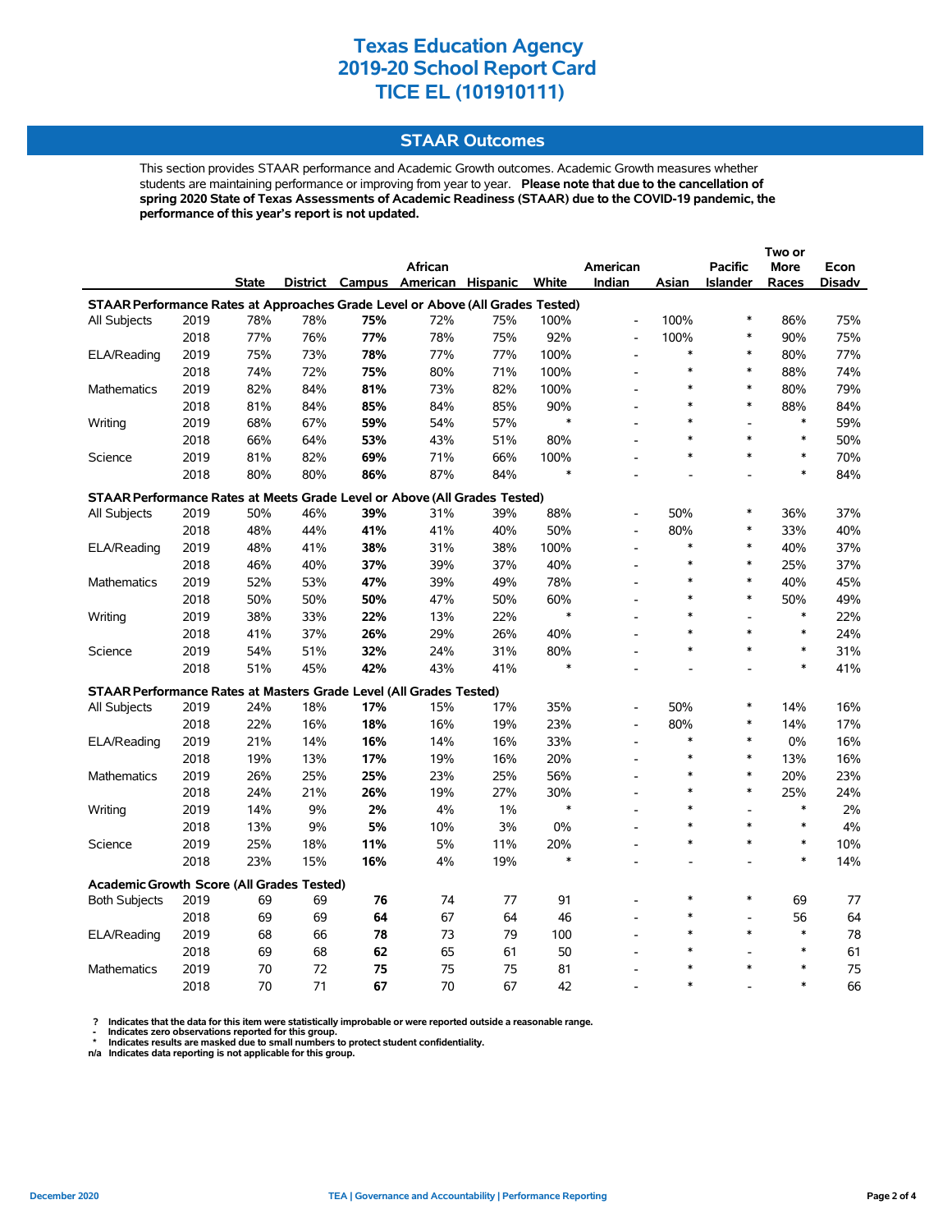# Texas Education Agency
# 2019-20 School Report Card
# TICE EL (101910111)

## STAAR Outcomes

This section provides STAAR performance and Academic Growth outcomes. Academic Growth measures whether students are maintaining performance or improving from year to year. **Please note that due to the cancellation of spring 2020 State of Texas Assessments of Academic Readiness (STAAR) due to the COVID-19 pandemic, the performance of this year's report is not updated.**

| | | State | District | Campus | African American | Hispanic | White | American Indian | Asian | Pacific Islander | Two or More Races | Econ Disadv |
|---|---|---|---|---|---|---|---|---|---|---|---|---|
| **STAAR Performance Rates at Approaches Grade Level or Above (All Grades Tested)** | | | | | | | | | | | | |
| All Subjects | 2019 | 78% | 78% | **75%** | 72% | 75% | 100% | - | 100% | * | 86% | 75% |
| | 2018 | 77% | 76% | **77%** | 78% | 75% | 92% | - | 100% | * | 90% | 75% |
| ELA/Reading | 2019 | 75% | 73% | **78%** | 77% | 77% | 100% | - | * | * | 80% | 77% |
| | 2018 | 74% | 72% | **75%** | 80% | 71% | 100% | - | * | * | 88% | 74% |
| Mathematics | 2019 | 82% | 84% | **81%** | 73% | 82% | 100% | - | * | * | 80% | 79% |
| | 2018 | 81% | 84% | **85%** | 84% | 85% | 90% | - | * | * | 88% | 84% |
| Writing | 2019 | 68% | 67% | **59%** | 54% | 57% | * | - | * | - | * | 59% |
| | 2018 | 66% | 64% | **53%** | 43% | 51% | 80% | - | * | * | * | 50% |
| Science | 2019 | 81% | 82% | **69%** | 71% | 66% | 100% | - | * | * | * | 70% |
| | 2018 | 80% | 80% | **86%** | 87% | 84% | * | - | - | - | * | 84% |
| **STAAR Performance Rates at Meets Grade Level or Above (All Grades Tested)** | | | | | | | | | | | | |
| All Subjects | 2019 | 50% | 46% | **39%** | 31% | 39% | 88% | - | 50% | * | 36% | 37% |
| | 2018 | 48% | 44% | **41%** | 41% | 40% | 50% | - | 80% | * | 33% | 40% |
| ELA/Reading | 2019 | 48% | 41% | **38%** | 31% | 38% | 100% | - | * | * | 40% | 37% |
| | 2018 | 46% | 40% | **37%** | 39% | 37% | 40% | - | * | * | 25% | 37% |
| Mathematics | 2019 | 52% | 53% | **47%** | 39% | 49% | 78% | - | * | * | 40% | 45% |
| | 2018 | 50% | 50% | **50%** | 47% | 50% | 60% | - | * | * | 50% | 49% |
| Writing | 2019 | 38% | 33% | **22%** | 13% | 22% | * | - | * | - | * | 22% |
| | 2018 | 41% | 37% | **26%** | 29% | 26% | 40% | - | * | * | * | 24% |
| Science | 2019 | 54% | 51% | **32%** | 24% | 31% | 80% | - | * | * | * | 31% |
| | 2018 | 51% | 45% | **42%** | 43% | 41% | * | - | - | - | * | 41% |
| **STAAR Performance Rates at Masters Grade Level (All Grades Tested)** | | | | | | | | | | | | |
| All Subjects | 2019 | 24% | 18% | **17%** | 15% | 17% | 35% | - | 50% | * | 14% | 16% |
| | 2018 | 22% | 16% | **18%** | 16% | 19% | 23% | - | 80% | * | 14% | 17% |
| ELA/Reading | 2019 | 21% | 14% | **16%** | 14% | 16% | 33% | - | * | * | 0% | 16% |
| | 2018 | 19% | 13% | **17%** | 19% | 16% | 20% | - | * | * | 13% | 16% |
| Mathematics | 2019 | 26% | 25% | **25%** | 23% | 25% | 56% | - | * | * | 20% | 23% |
| | 2018 | 24% | 21% | **26%** | 19% | 27% | 30% | - | * | * | 25% | 24% |
| Writing | 2019 | 14% | 9% | **2%** | 4% | 1% | * | - | * | - | * | 2% |
| | 2018 | 13% | 9% | **5%** | 10% | 3% | 0% | - | * | * | * | 4% |
| Science | 2019 | 25% | 18% | **11%** | 5% | 11% | 20% | - | * | * | * | 10% |
| | 2018 | 23% | 15% | **16%** | 4% | 19% | * | - | - | - | * | 14% |
| **Academic Growth Score (All Grades Tested)** | | | | | | | | | | | | |
| Both Subjects | 2019 | 69 | 69 | **76** | 74 | 77 | 91 | - | * | * | 69 | 77 |
| | 2018 | 69 | 69 | **64** | 67 | 64 | 46 | - | * | - | 56 | 64 |
| ELA/Reading | 2019 | 68 | 66 | **78** | 73 | 79 | 100 | - | * | * | * | 78 |
| | 2018 | 69 | 68 | **62** | 65 | 61 | 50 | - | * | - | * | 61 |
| Mathematics | 2019 | 70 | 72 | **75** | 75 | 75 | 81 | - | * | * | * | 75 |
| | 2018 | 70 | 71 | **67** | 70 | 67 | 42 | - | * | - | * | 66 |

**? Indicates that the data for this item were statistically improbable or were reported outside a reasonable range.**
**- Indicates zero observations reported for this group.**
*** Indicates results are masked due to small numbers to protect student confidentiality.**
**n/a Indicates data reporting is not applicable for this group.**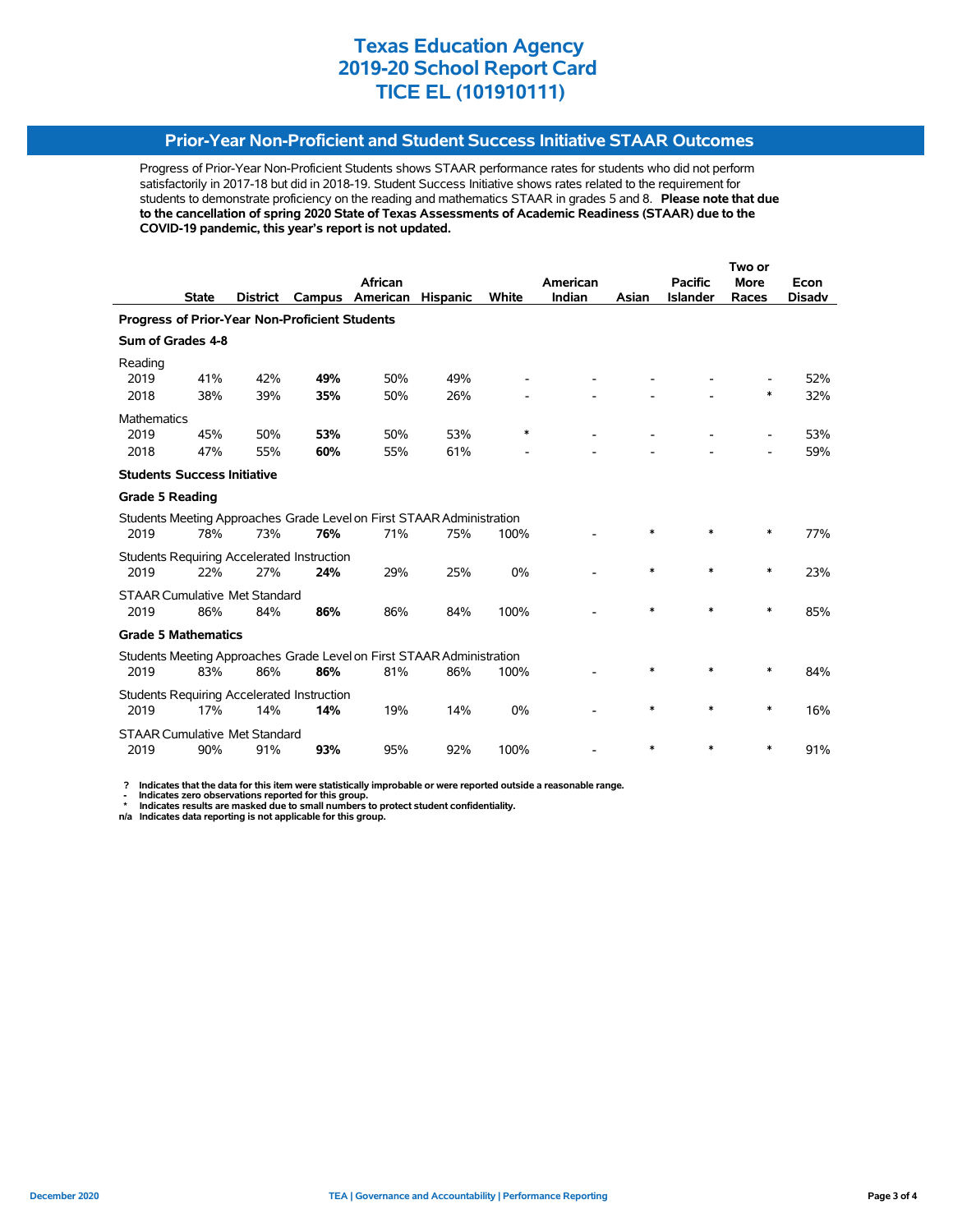# Texas Education Agency
# 2019-20 School Report Card
# TICE EL (101910111)

## Prior-Year Non-Proficient and Student Success Initiative STAAR Outcomes

Progress of Prior-Year Non-Proficient Students shows STAAR performance rates for students who did not perform satisfactorily in 2017-18 but did in 2018-19. Student Success Initiative shows rates related to the requirement for students to demonstrate proficiency on the reading and mathematics STAAR in grades 5 and 8. **Please note that due to the cancellation of spring 2020 State of Texas Assessments of Academic Readiness (STAAR) due to the COVID-19 pandemic, this year's report is not updated.**

| | State | District | Campus | African American | Hispanic | White | American Indian | Asian | Pacific Islander | Two or More Races | Econ Disadv |
|---|---|---|---|---|---|---|---|---|---|---|---|
| **Progress of Prior-Year Non-Proficient Students** | | | | | | | | | | | |
| **Sum of Grades 4-8** | | | | | | | | | | | |
| Reading | | | | | | | | | | | |
| 2019 | 41% | 42% | **49%** | 50% | 49% | - | - | - | - | - | 52% |
| 2018 | 38% | 39% | **35%** | 50% | 26% | - | - | - | - | * | 32% |
| Mathematics | | | | | | | | | | | |
| 2019 | 45% | 50% | **53%** | 50% | 53% | * | - | - | - | - | 53% |
| 2018 | 47% | 55% | **60%** | 55% | 61% | - | - | - | - | - | 59% |
| **Students Success Initiative** | | | | | | | | | | | |
| **Grade 5 Reading** | | | | | | | | | | | |
| Students Meeting Approaches Grade Level on First STAAR Administration | | | | | | | | | | | |
| 2019 | 78% | 73% | **76%** | 71% | 75% | 100% | - | * | * | * | 77% |
| Students Requiring Accelerated Instruction | | | | | | | | | | | |
| 2019 | 22% | 27% | **24%** | 29% | 25% | 0% | - | * | * | * | 23% |
| STAAR Cumulative Met Standard | | | | | | | | | | | |
| 2019 | 86% | 84% | **86%** | 86% | 84% | 100% | - | * | * | * | 85% |
| **Grade 5 Mathematics** | | | | | | | | | | | |
| Students Meeting Approaches Grade Level on First STAAR Administration | | | | | | | | | | | |
| 2019 | 83% | 86% | **86%** | 81% | 86% | 100% | - | * | * | * | 84% |
| Students Requiring Accelerated Instruction | | | | | | | | | | | |
| 2019 | 17% | 14% | **14%** | 19% | 14% | 0% | - | * | * | * | 16% |
| STAAR Cumulative Met Standard | | | | | | | | | | | |
| 2019 | 90% | 91% | **93%** | 95% | 92% | 100% | - | * | * | * | 91% |

**? Indicates that the data for this item were statistically improbable or were reported outside a reasonable range.**
**- Indicates zero observations reported for this group.**
**\* Indicates results are masked due to small numbers to protect student confidentiality.**
**n/a Indicates data reporting is not applicable for this group.**